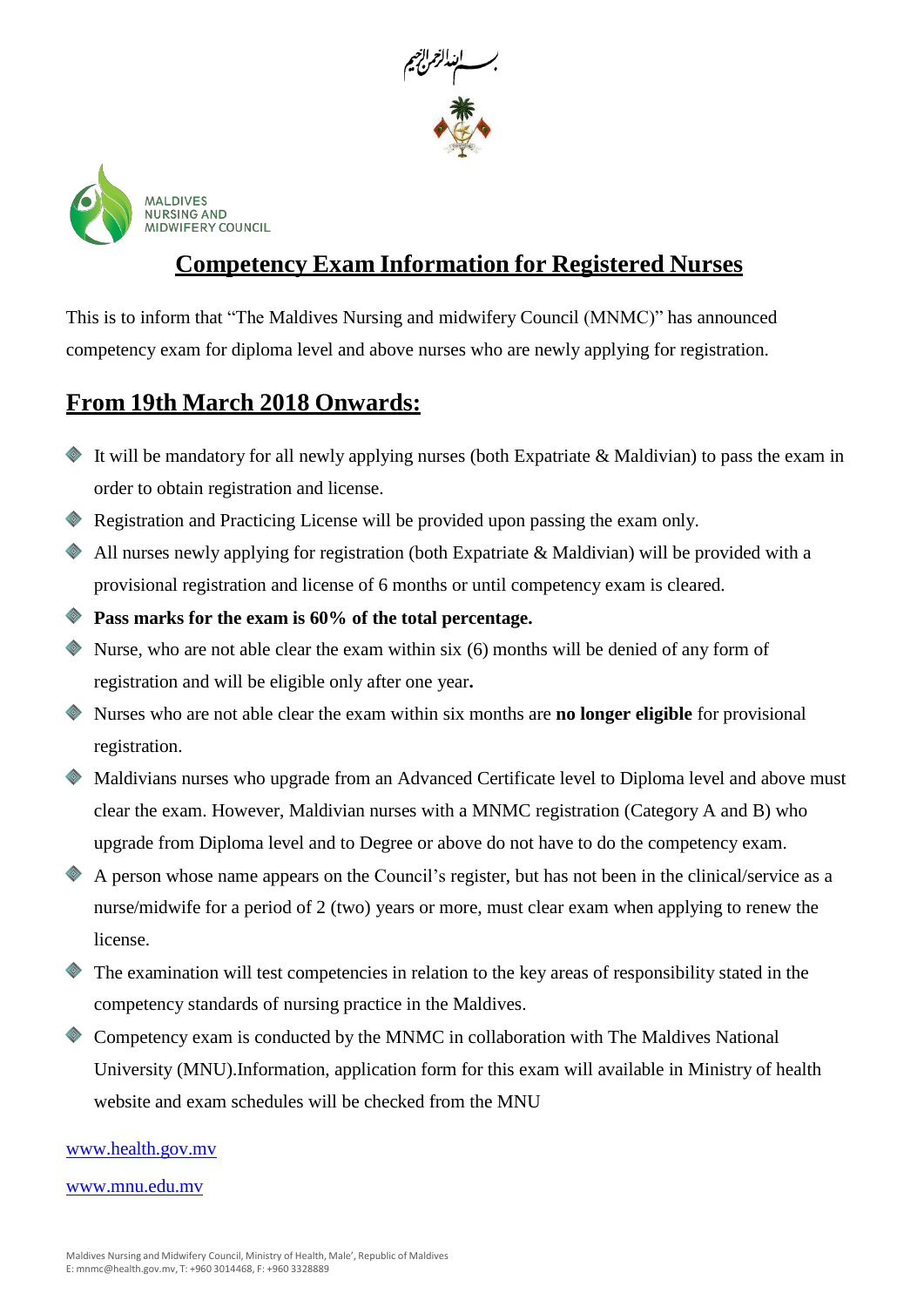بسم الله الرحمن الرحيم

MALDIVES NURSING AND MIDWIFERY COUNCIL

# Competency Exam Information for Registered Nurses

This is to inform that "The Maldives Nursing and midwifery Council (MNMC)" has announced competency exam for diploma level and above nurses who are newly applying for registration.

## From 19th March 2018 Onwards:

- It will be mandatory for all newly applying nurses (both Expatriate & Maldivian) to pass the exam in order to obtain registration and license.
- Registration and Practicing License will be provided upon passing the exam only.
- All nurses newly applying for registration (both Expatriate & Maldivian) will be provided with a provisional registration and license of 6 months or until competency exam is cleared.
- **Pass marks for the exam is 60% of the total percentage.**
- Nurse, who are not able clear the exam within six (6) months will be denied of any form of registration and will be eligible only after one year**.**
- Nurses who are not able clear the exam within six months are **no longer eligible** for provisional registration.
- Maldivians nurses who upgrade from an Advanced Certificate level to Diploma level and above must clear the exam. However, Maldivian nurses with a MNMC registration (Category A and B) who upgrade from Diploma level and to Degree or above do not have to do the competency exam.
- A person whose name appears on the Council's register, but has not been in the clinical/service as a nurse/midwife for a period of 2 (two) years or more, must clear exam when applying to renew the license.
- The examination will test competencies in relation to the key areas of responsibility stated in the competency standards of nursing practice in the Maldives.
- Competency exam is conducted by the MNMC in collaboration with The Maldives National University (MNU).Information, application form for this exam will available in Ministry of health website and exam schedules will be checked from the MNU

www.health.gov.mv

www.mnu.edu.mv

Maldives Nursing and Midwifery Council, Ministry of Health, Male', Republic of Maldives
E: mnmc@health.gov.mv, T: +960 3014468, F: +960 3328889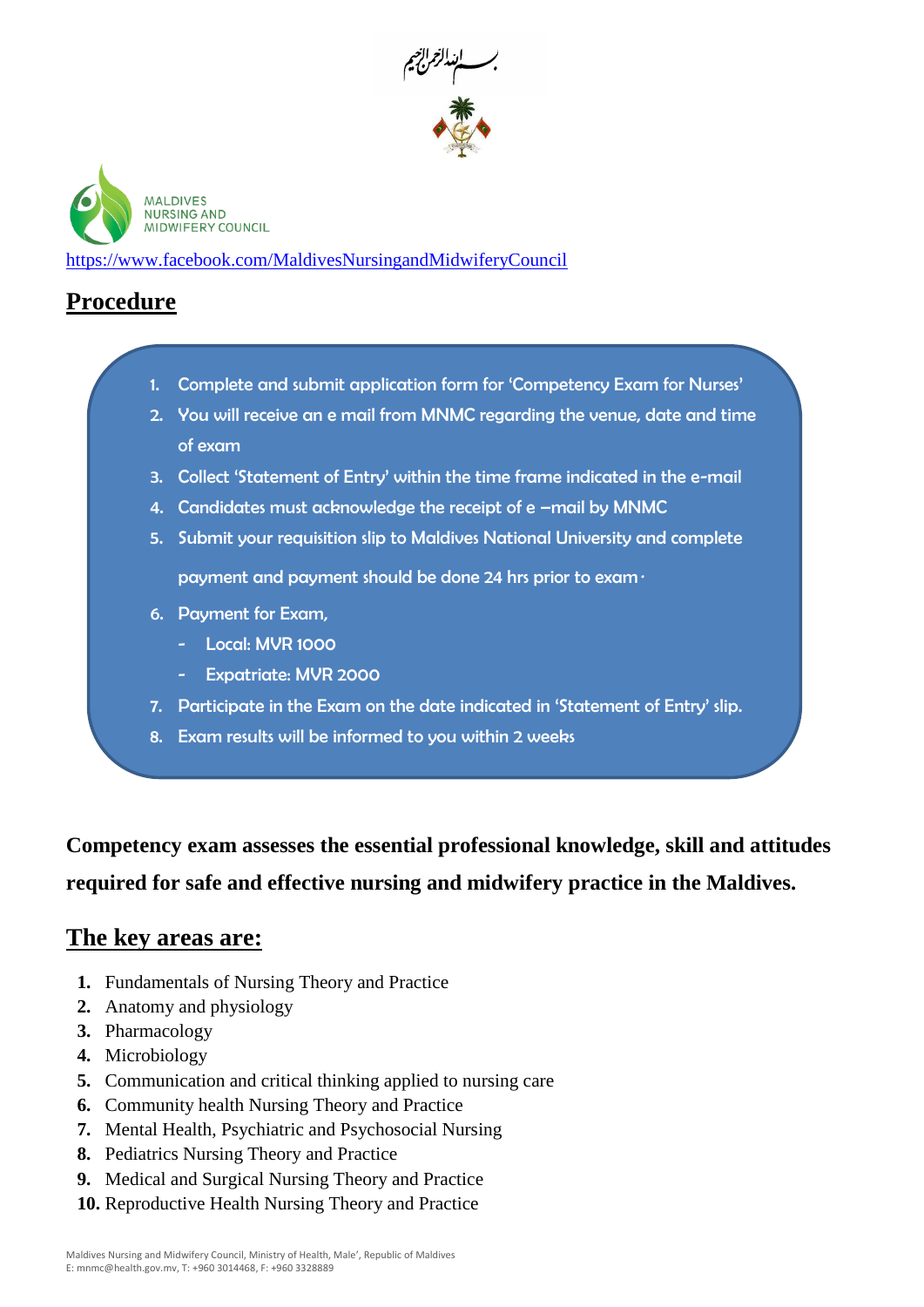بسم الله الرحمن الرحيم

MALDIVES NURSING AND MIDWIFERY COUNCIL

https://www.facebook.com/MaldivesNursingandMidwiferyCouncil

## Procedure

1. Complete and submit application form for 'Competency Exam for Nurses'
2. You will receive an e mail from MNMC regarding the venue, date and time of exam
3. Collect 'Statement of Entry' within the time frame indicated in the e-mail
4. Candidates must acknowledge the receipt of e –mail by MNMC
5. Submit your requisition slip to Maldives National University and complete payment and payment should be done 24 hrs prior to exam.
6. Payment for Exam,
   - Local: MVR 1000
   - Expatriate: MVR 2000
7. Participate in the Exam on the date indicated in 'Statement of Entry' slip.
8. Exam results will be informed to you within 2 weeks

**Competency exam assesses the essential professional knowledge, skill and attitudes required for safe and effective nursing and midwifery practice in the Maldives.**

## The key areas are:

1. Fundamentals of Nursing Theory and Practice
2. Anatomy and physiology
3. Pharmacology
4. Microbiology
5. Communication and critical thinking applied to nursing care
6. Community health Nursing Theory and Practice
7. Mental Health, Psychiatric and Psychosocial Nursing
8. Pediatrics Nursing Theory and Practice
9. Medical and Surgical Nursing Theory and Practice
10. Reproductive Health Nursing Theory and Practice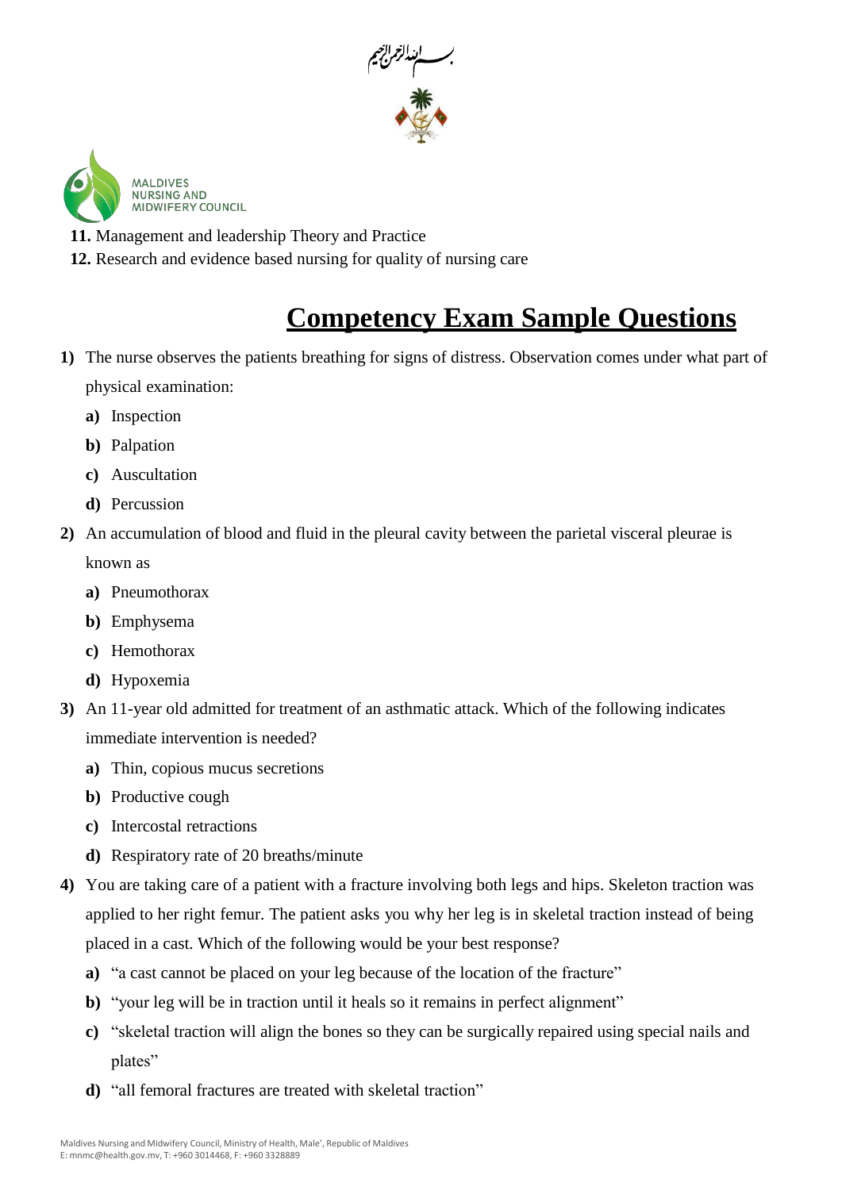11. Management and leadership Theory and Practice
12. Research and evidence based nursing for quality of nursing care

# Competency Exam Sample Questions

1) The nurse observes the patients breathing for signs of distress. Observation comes under what part of physical examination:
   - a) Inspection
   - b) Palpation
   - c) Auscultation
   - d) Percussion

2) An accumulation of blood and fluid in the pleural cavity between the parietal visceral pleurae is known as
   - a) Pneumothorax
   - b) Emphysema
   - c) Hemothorax
   - d) Hypoxemia

3) An 11-year old admitted for treatment of an asthmatic attack. Which of the following indicates immediate intervention is needed?
   - a) Thin, copious mucus secretions
   - b) Productive cough
   - c) Intercostal retractions
   - d) Respiratory rate of 20 breaths/minute

4) You are taking care of a patient with a fracture involving both legs and hips. Skeleton traction was applied to her right femur. The patient asks you why her leg is in skeletal traction instead of being placed in a cast. Which of the following would be your best response?
   - a) "a cast cannot be placed on your leg because of the location of the fracture"
   - b) "your leg will be in traction until it heals so it remains in perfect alignment"
   - c) "skeletal traction will align the bones so they can be surgically repaired using special nails and plates"
   - d) "all femoral fractures are treated with skeletal traction"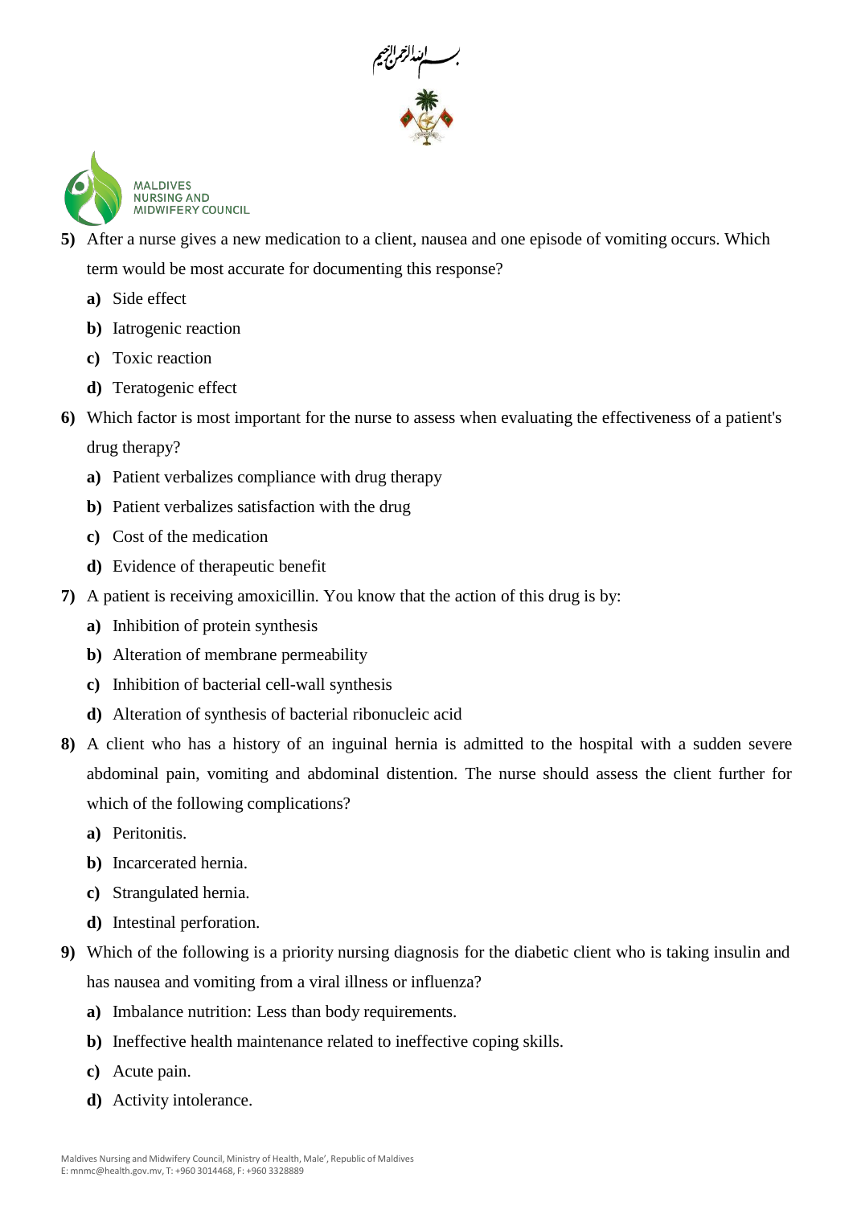5) After a nurse gives a new medication to a client, nausea and one episode of vomiting occurs. Which term would be most accurate for documenting this response?

   a) Side effect
   b) Iatrogenic reaction
   c) Toxic reaction
   d) Teratogenic effect

6) Which factor is most important for the nurse to assess when evaluating the effectiveness of a patient's drug therapy?

   a) Patient verbalizes compliance with drug therapy
   b) Patient verbalizes satisfaction with the drug
   c) Cost of the medication
   d) Evidence of therapeutic benefit

7) A patient is receiving amoxicillin. You know that the action of this drug is by:

   a) Inhibition of protein synthesis
   b) Alteration of membrane permeability
   c) Inhibition of bacterial cell-wall synthesis
   d) Alteration of synthesis of bacterial ribonucleic acid

8) A client who has a history of an inguinal hernia is admitted to the hospital with a sudden severe abdominal pain, vomiting and abdominal distention. The nurse should assess the client further for which of the following complications?

   a) Peritonitis.
   b) Incarcerated hernia.
   c) Strangulated hernia.
   d) Intestinal perforation.

9) Which of the following is a priority nursing diagnosis for the diabetic client who is taking insulin and has nausea and vomiting from a viral illness or influenza?

   a) Imbalance nutrition: Less than body requirements.
   b) Ineffective health maintenance related to ineffective coping skills.
   c) Acute pain.
   d) Activity intolerance.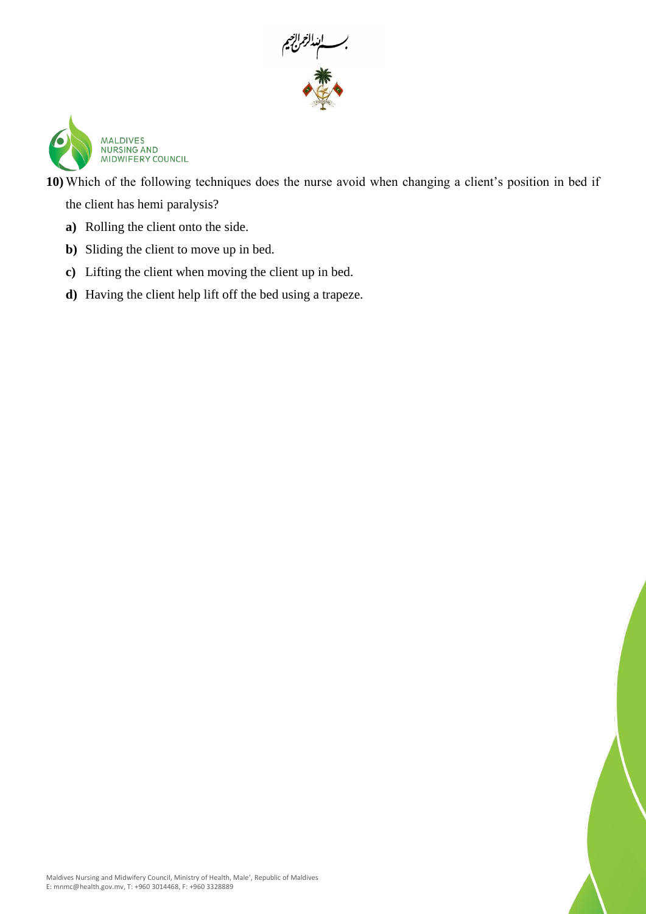**10)** Which of the following techniques does the nurse avoid when changing a client's position in bed if the client has hemi paralysis?

- **a)** Rolling the client onto the side.
- **b)** Sliding the client to move up in bed.
- **c)** Lifting the client when moving the client up in bed.
- **d)** Having the client help lift off the bed using a trapeze.